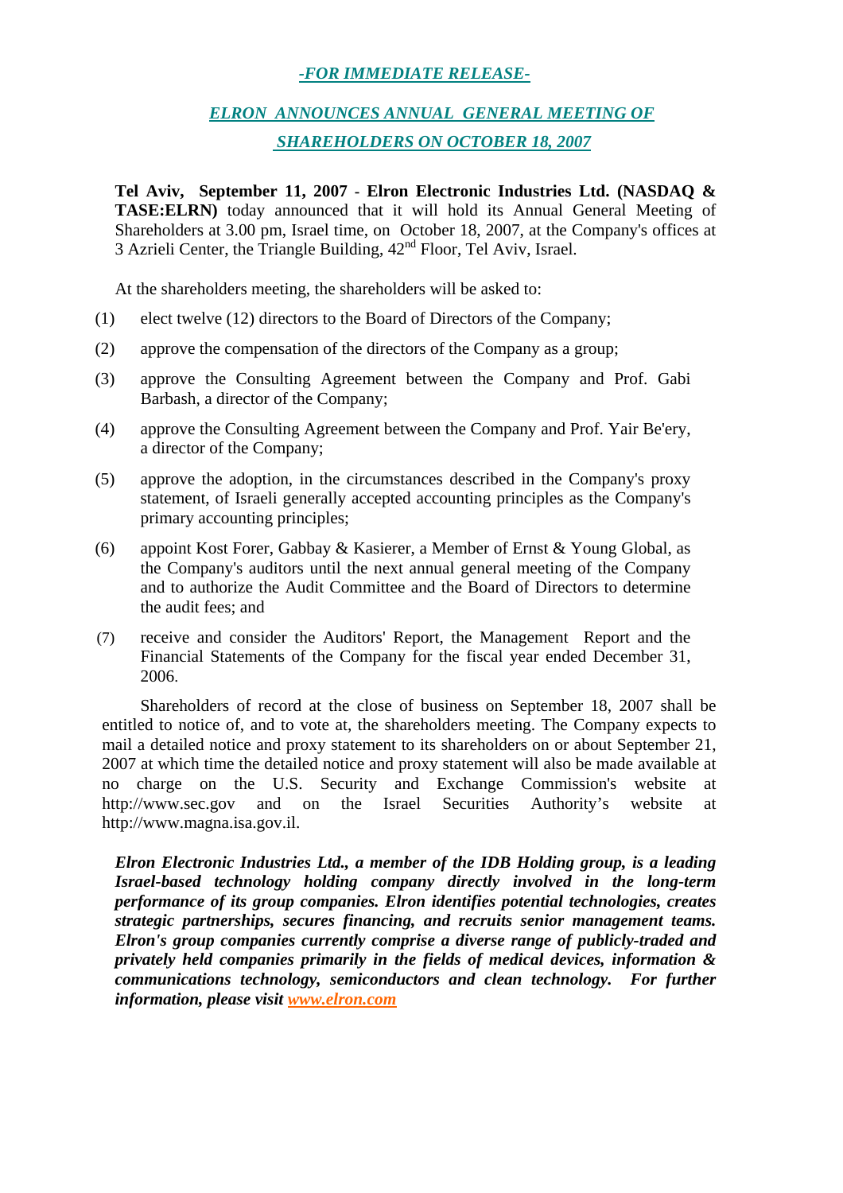***-FOR IMMEDIATE RELEASE-***

## ***ELRON ANNOUNCES ANNUAL GENERAL MEETING OF SHAREHOLDERS ON OCTOBER 18, 2007***

**Tel Aviv, September 11, 2007 - Elron Electronic Industries Ltd. (NASDAQ & TASE:ELRN)** today announced that it will hold its Annual General Meeting of Shareholders at 3.00 pm, Israel time, on October 18, 2007, at the Company's offices at 3 Azrieli Center, the Triangle Building, 42nd Floor, Tel Aviv, Israel.

At the shareholders meeting, the shareholders will be asked to:

(1) elect twelve (12) directors to the Board of Directors of the Company;

(2) approve the compensation of the directors of the Company as a group;

(3) approve the Consulting Agreement between the Company and Prof. Gabi Barbash, a director of the Company;

(4) approve the Consulting Agreement between the Company and Prof. Yair Be'ery, a director of the Company;

(5) approve the adoption, in the circumstances described in the Company's proxy statement, of Israeli generally accepted accounting principles as the Company's primary accounting principles;

(6) appoint Kost Forer, Gabbay & Kasierer, a Member of Ernst & Young Global, as the Company's auditors until the next annual general meeting of the Company and to authorize the Audit Committee and the Board of Directors to determine the audit fees; and

(7) receive and consider the Auditors' Report, the Management Report and the Financial Statements of the Company for the fiscal year ended December 31, 2006.

Shareholders of record at the close of business on September 18, 2007 shall be entitled to notice of, and to vote at, the shareholders meeting. The Company expects to mail a detailed notice and proxy statement to its shareholders on or about September 21, 2007 at which time the detailed notice and proxy statement will also be made available at no charge on the U.S. Security and Exchange Commission's website at http://www.sec.gov and on the Israel Securities Authority's website at http://www.magna.isa.gov.il.

***Elron Electronic Industries Ltd., a member of the IDB Holding group, is a leading Israel-based technology holding company directly involved in the long-term performance of its group companies. Elron identifies potential technologies, creates strategic partnerships, secures financing, and recruits senior management teams. Elron's group companies currently comprise a diverse range of publicly-traded and privately held companies primarily in the fields of medical devices, information & communications technology, semiconductors and clean technology. For further information, please visit www.elron.com***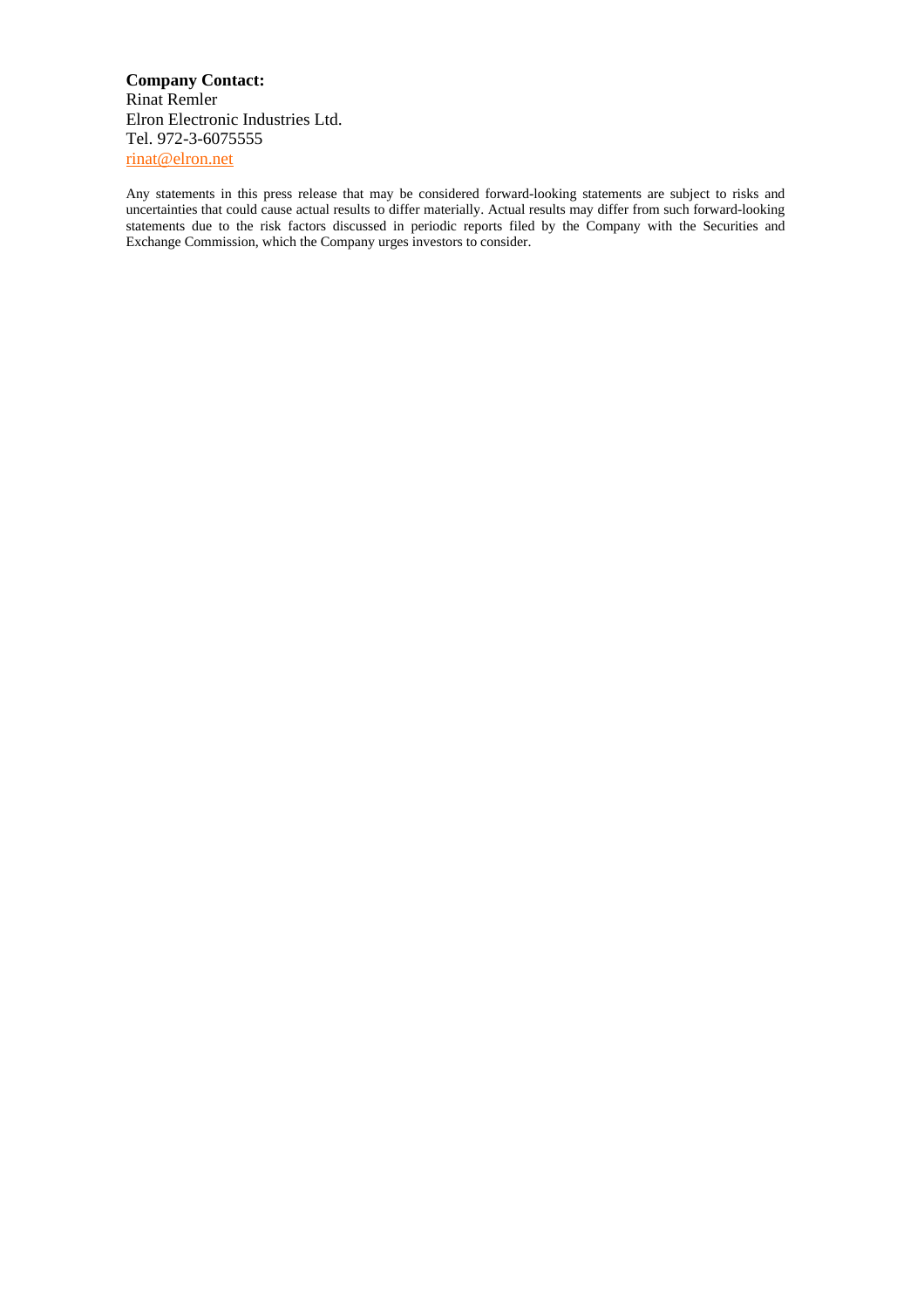**Company Contact:**
Rinat Remler
Elron Electronic Industries Ltd.
Tel. 972-3-6075555
rinat@elron.net

Any statements in this press release that may be considered forward-looking statements are subject to risks and uncertainties that could cause actual results to differ materially. Actual results may differ from such forward-looking statements due to the risk factors discussed in periodic reports filed by the Company with the Securities and Exchange Commission, which the Company urges investors to consider.